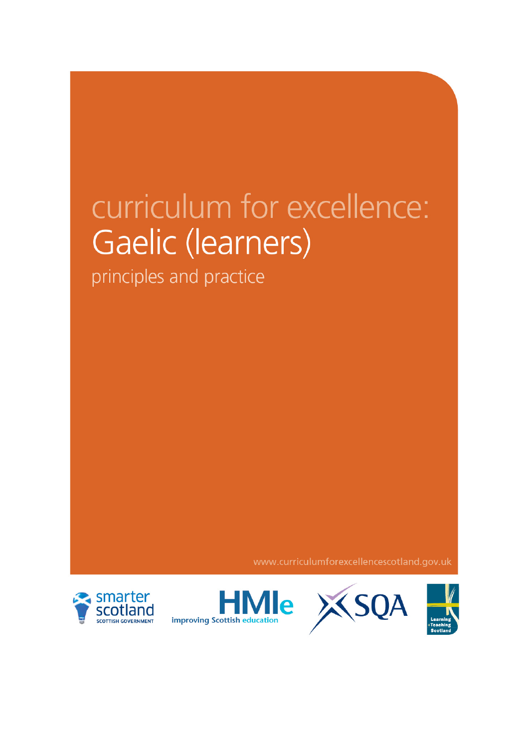# curriculum for excellence: Gaelic (learners)

## principles and practice

www.curriculumforexcellencescotland.gov.uk

smarter scotland
SCOTTISH GOVERNMENT

HMIe
improving Scottish education

SQA

Learning +Teaching Scotland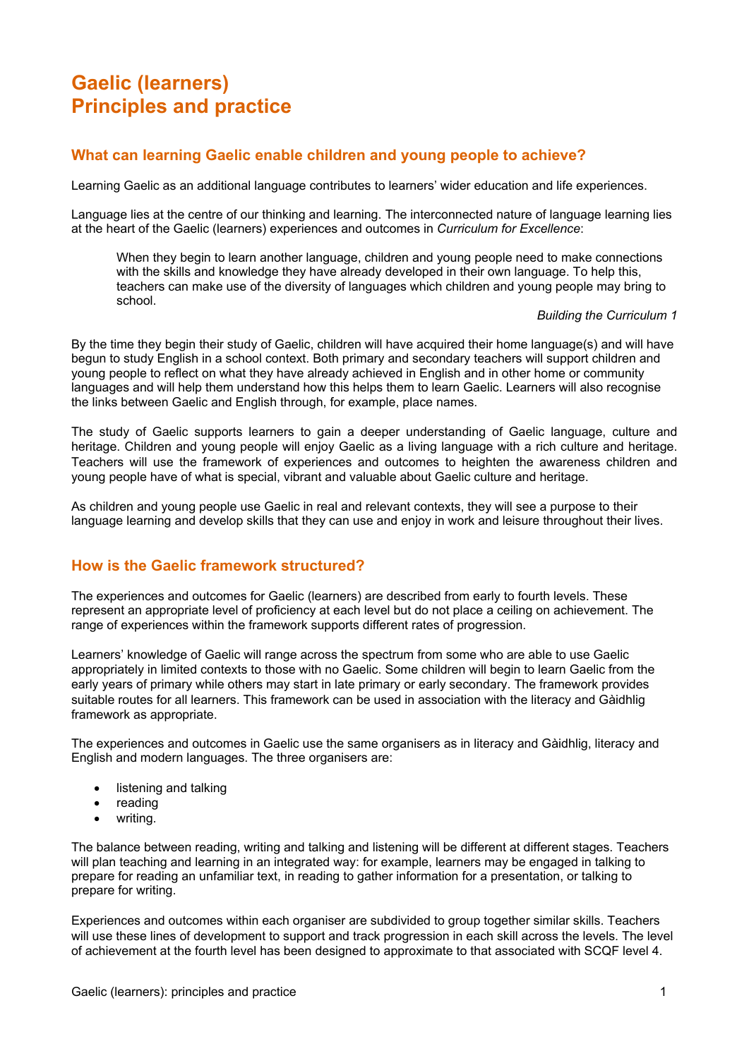# Gaelic (learners)
# Principles and practice

## What can learning Gaelic enable children and young people to achieve?

Learning Gaelic as an additional language contributes to learners' wider education and life experiences.

Language lies at the centre of our thinking and learning. The interconnected nature of language learning lies at the heart of the Gaelic (learners) experiences and outcomes in *Curriculum for Excellence*:

> When they begin to learn another language, children and young people need to make connections with the skills and knowledge they have already developed in their own language. To help this, teachers can make use of the diversity of languages which children and young people may bring to school.
>
> *Building the Curriculum 1*

By the time they begin their study of Gaelic, children will have acquired their home language(s) and will have begun to study English in a school context. Both primary and secondary teachers will support children and young people to reflect on what they have already achieved in English and in other home or community languages and will help them understand how this helps them to learn Gaelic. Learners will also recognise the links between Gaelic and English through, for example, place names.

The study of Gaelic supports learners to gain a deeper understanding of Gaelic language, culture and heritage. Children and young people will enjoy Gaelic as a living language with a rich culture and heritage. Teachers will use the framework of experiences and outcomes to heighten the awareness children and young people have of what is special, vibrant and valuable about Gaelic culture and heritage.

As children and young people use Gaelic in real and relevant contexts, they will see a purpose to their language learning and develop skills that they can use and enjoy in work and leisure throughout their lives.

## How is the Gaelic framework structured?

The experiences and outcomes for Gaelic (learners) are described from early to fourth levels. These represent an appropriate level of proficiency at each level but do not place a ceiling on achievement. The range of experiences within the framework supports different rates of progression.

Learners' knowledge of Gaelic will range across the spectrum from some who are able to use Gaelic appropriately in limited contexts to those with no Gaelic. Some children will begin to learn Gaelic from the early years of primary while others may start in late primary or early secondary. The framework provides suitable routes for all learners. This framework can be used in association with the literacy and Gàidhlig framework as appropriate.

The experiences and outcomes in Gaelic use the same organisers as in literacy and Gàidhlig, literacy and English and modern languages. The three organisers are:

- listening and talking
- reading
- writing.

The balance between reading, writing and talking and listening will be different at different stages. Teachers will plan teaching and learning in an integrated way: for example, learners may be engaged in talking to prepare for reading an unfamiliar text, in reading to gather information for a presentation, or talking to prepare for writing.

Experiences and outcomes within each organiser are subdivided to group together similar skills. Teachers will use these lines of development to support and track progression in each skill across the levels. The level of achievement at the fourth level has been designed to approximate to that associated with SCQF level 4.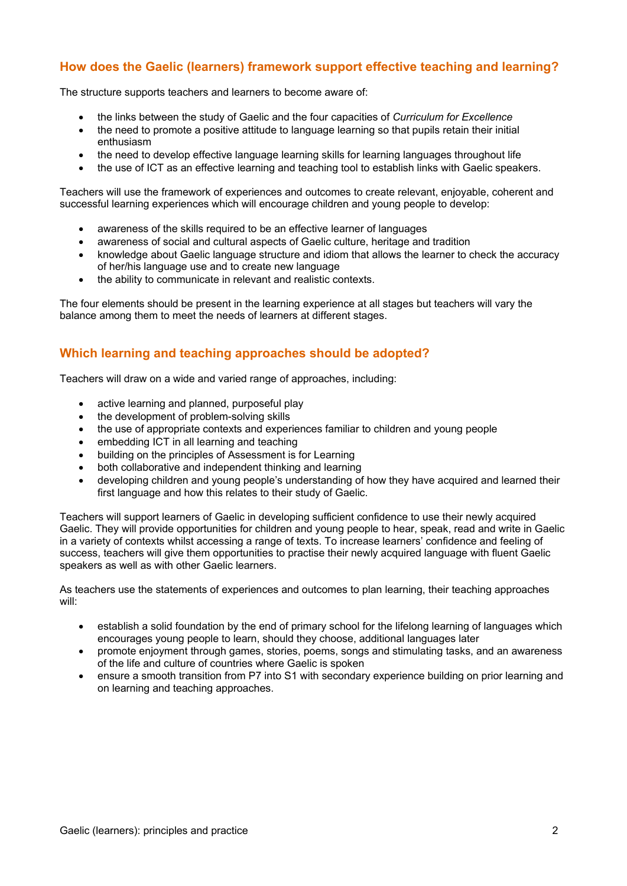## How does the Gaelic (learners) framework support effective teaching and learning?

The structure supports teachers and learners to become aware of:

- the links between the study of Gaelic and the four capacities of *Curriculum for Excellence*
- the need to promote a positive attitude to language learning so that pupils retain their initial enthusiasm
- the need to develop effective language learning skills for learning languages throughout life
- the use of ICT as an effective learning and teaching tool to establish links with Gaelic speakers.

Teachers will use the framework of experiences and outcomes to create relevant, enjoyable, coherent and successful learning experiences which will encourage children and young people to develop:

- awareness of the skills required to be an effective learner of languages
- awareness of social and cultural aspects of Gaelic culture, heritage and tradition
- knowledge about Gaelic language structure and idiom that allows the learner to check the accuracy of her/his language use and to create new language
- the ability to communicate in relevant and realistic contexts.

The four elements should be present in the learning experience at all stages but teachers will vary the balance among them to meet the needs of learners at different stages.

## Which learning and teaching approaches should be adopted?

Teachers will draw on a wide and varied range of approaches, including:

- active learning and planned, purposeful play
- the development of problem-solving skills
- the use of appropriate contexts and experiences familiar to children and young people
- embedding ICT in all learning and teaching
- building on the principles of Assessment is for Learning
- both collaborative and independent thinking and learning
- developing children and young people's understanding of how they have acquired and learned their first language and how this relates to their study of Gaelic.

Teachers will support learners of Gaelic in developing sufficient confidence to use their newly acquired Gaelic. They will provide opportunities for children and young people to hear, speak, read and write in Gaelic in a variety of contexts whilst accessing a range of texts. To increase learners' confidence and feeling of success, teachers will give them opportunities to practise their newly acquired language with fluent Gaelic speakers as well as with other Gaelic learners.

As teachers use the statements of experiences and outcomes to plan learning, their teaching approaches will:

- establish a solid foundation by the end of primary school for the lifelong learning of languages which encourages young people to learn, should they choose, additional languages later
- promote enjoyment through games, stories, poems, songs and stimulating tasks, and an awareness of the life and culture of countries where Gaelic is spoken
- ensure a smooth transition from P7 into S1 with secondary experience building on prior learning and on learning and teaching approaches.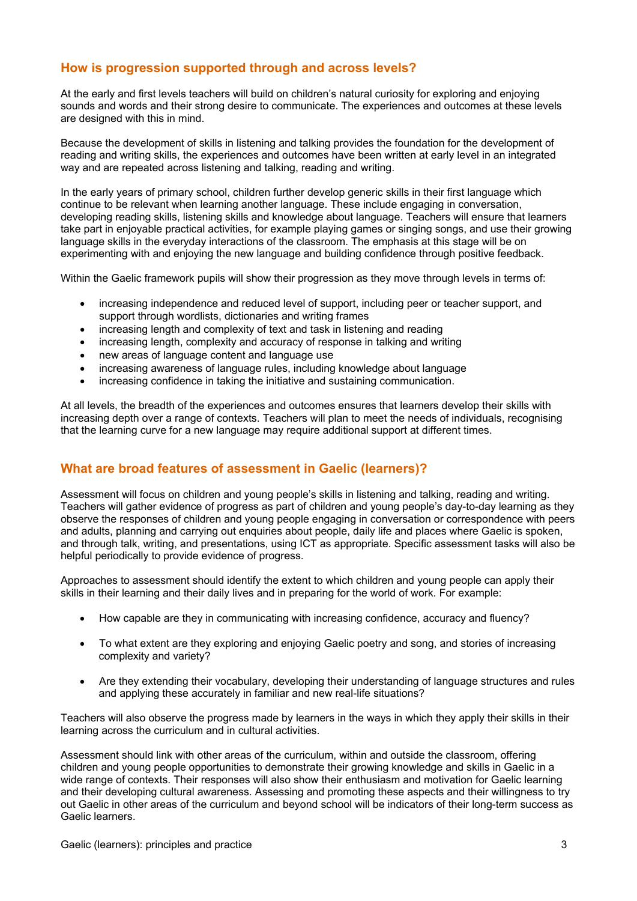## How is progression supported through and across levels?

At the early and first levels teachers will build on children's natural curiosity for exploring and enjoying sounds and words and their strong desire to communicate. The experiences and outcomes at these levels are designed with this in mind.

Because the development of skills in listening and talking provides the foundation for the development of reading and writing skills, the experiences and outcomes have been written at early level in an integrated way and are repeated across listening and talking, reading and writing.

In the early years of primary school, children further develop generic skills in their first language which continue to be relevant when learning another language. These include engaging in conversation, developing reading skills, listening skills and knowledge about language. Teachers will ensure that learners take part in enjoyable practical activities, for example playing games or singing songs, and use their growing language skills in the everyday interactions of the classroom. The emphasis at this stage will be on experimenting with and enjoying the new language and building confidence through positive feedback.

Within the Gaelic framework pupils will show their progression as they move through levels in terms of:

- increasing independence and reduced level of support, including peer or teacher support, and support through wordlists, dictionaries and writing frames
- increasing length and complexity of text and task in listening and reading
- increasing length, complexity and accuracy of response in talking and writing
- new areas of language content and language use
- increasing awareness of language rules, including knowledge about language
- increasing confidence in taking the initiative and sustaining communication.

At all levels, the breadth of the experiences and outcomes ensures that learners develop their skills with increasing depth over a range of contexts. Teachers will plan to meet the needs of individuals, recognising that the learning curve for a new language may require additional support at different times.

## What are broad features of assessment in Gaelic (learners)?

Assessment will focus on children and young people's skills in listening and talking, reading and writing. Teachers will gather evidence of progress as part of children and young people's day-to-day learning as they observe the responses of children and young people engaging in conversation or correspondence with peers and adults, planning and carrying out enquiries about people, daily life and places where Gaelic is spoken, and through talk, writing, and presentations, using ICT as appropriate. Specific assessment tasks will also be helpful periodically to provide evidence of progress.

Approaches to assessment should identify the extent to which children and young people can apply their skills in their learning and their daily lives and in preparing for the world of work. For example:

- How capable are they in communicating with increasing confidence, accuracy and fluency?

- To what extent are they exploring and enjoying Gaelic poetry and song, and stories of increasing complexity and variety?

- Are they extending their vocabulary, developing their understanding of language structures and rules and applying these accurately in familiar and new real-life situations?

Teachers will also observe the progress made by learners in the ways in which they apply their skills in their learning across the curriculum and in cultural activities.

Assessment should link with other areas of the curriculum, within and outside the classroom, offering children and young people opportunities to demonstrate their growing knowledge and skills in Gaelic in a wide range of contexts. Their responses will also show their enthusiasm and motivation for Gaelic learning and their developing cultural awareness. Assessing and promoting these aspects and their willingness to try out Gaelic in other areas of the curriculum and beyond school will be indicators of their long-term success as Gaelic learners.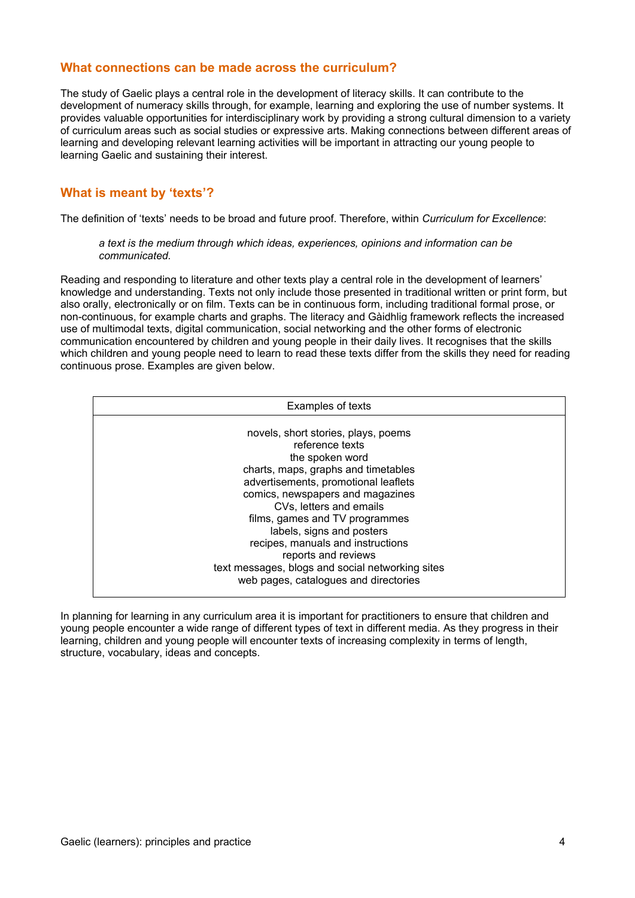## What connections can be made across the curriculum?

The study of Gaelic plays a central role in the development of literacy skills. It can contribute to the development of numeracy skills through, for example, learning and exploring the use of number systems. It provides valuable opportunities for interdisciplinary work by providing a strong cultural dimension to a variety of curriculum areas such as social studies or expressive arts. Making connections between different areas of learning and developing relevant learning activities will be important in attracting our young people to learning Gaelic and sustaining their interest.

## What is meant by 'texts'?

The definition of 'texts' needs to be broad and future proof. Therefore, within *Curriculum for Excellence*:

> *a text is the medium through which ideas, experiences, opinions and information can be communicated.*

Reading and responding to literature and other texts play a central role in the development of learners' knowledge and understanding. Texts not only include those presented in traditional written or print form, but also orally, electronically or on film. Texts can be in continuous form, including traditional formal prose, or non-continuous, for example charts and graphs. The literacy and Gàidhlig framework reflects the increased use of multimodal texts, digital communication, social networking and the other forms of electronic communication encountered by children and young people in their daily lives. It recognises that the skills which children and young people need to learn to read these texts differ from the skills they need for reading continuous prose. Examples are given below.

| Examples of texts |
| --- |
| novels, short stories, plays, poems<br>reference texts<br>the spoken word<br>charts, maps, graphs and timetables<br>advertisements, promotional leaflets<br>comics, newspapers and magazines<br>CVs, letters and emails<br>films, games and TV programmes<br>labels, signs and posters<br>recipes, manuals and instructions<br>reports and reviews<br>text messages, blogs and social networking sites<br>web pages, catalogues and directories |

In planning for learning in any curriculum area it is important for practitioners to ensure that children and young people encounter a wide range of different types of text in different media. As they progress in their learning, children and young people will encounter texts of increasing complexity in terms of length, structure, vocabulary, ideas and concepts.